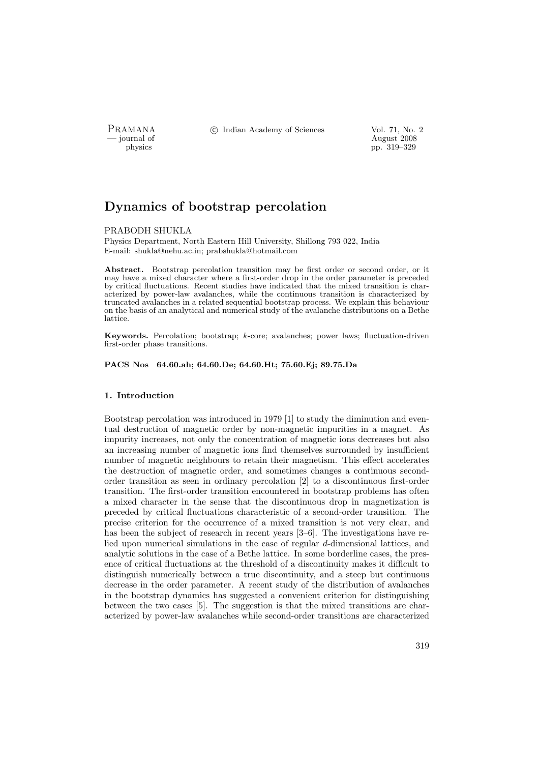# Dynamics of bootstrap percolation

PRABODH SHUKLA

Physics Department, North Eastern Hill University, Shillong 793 022, India

E-mail: shukla@nehu.ac.in; prabshukla@hotmail.com

**Abstract.** Bootstrap percolation transition may be first order or second order, or it may have a mixed character where a first-order drop in the order parameter is preceded by critical fluctuations. Recent studies have indicated that the mixed transition is characterized by power-law avalanches, while the continuous transition is characterized by truncated avalanches in a related sequential bootstrap process. We explain this behaviour on the basis of an analytical and numerical study of the avalanche distributions on a Bethe lattice.

**Keywords.** Percolation; bootstrap; $k$-core; avalanches; power laws; fluctuation-driven first-order phase transitions.

**PACS Nos 64.60.ah; 64.60.De; 64.60.Ht; 75.60.Ej; 89.75.Da**

## 1. Introduction

Bootstrap percolation was introduced in 1979 [1] to study the diminution and eventual destruction of magnetic order by non-magnetic impurities in a magnet. As impurity increases, not only the concentration of magnetic ions decreases but also an increasing number of magnetic ions find themselves surrounded by insufficient number of magnetic neighbours to retain their magnetism. This effect accelerates the destruction of magnetic order, and sometimes changes a continuous second-order transition as seen in ordinary percolation [2] to a discontinuous first-order transition. The first-order transition encountered in bootstrap problems has often a mixed character in the sense that the discontinuous drop in magnetization is preceded by critical fluctuations characteristic of a second-order transition. The precise criterion for the occurrence of a mixed transition is not very clear, and has been the subject of research in recent years [3–6]. The investigations have relied upon numerical simulations in the case of regular $d$-dimensional lattices, and analytic solutions in the case of a Bethe lattice. In some borderline cases, the presence of critical fluctuations at the threshold of a discontinuity makes it difficult to distinguish numerically between a true discontinuity, and a steep but continuous decrease in the order parameter. A recent study of the distribution of avalanches in the bootstrap dynamics has suggested a convenient criterion for distinguishing between the two cases [5]. The suggestion is that the mixed transitions are characterized by power-law avalanches while second-order transitions are characterized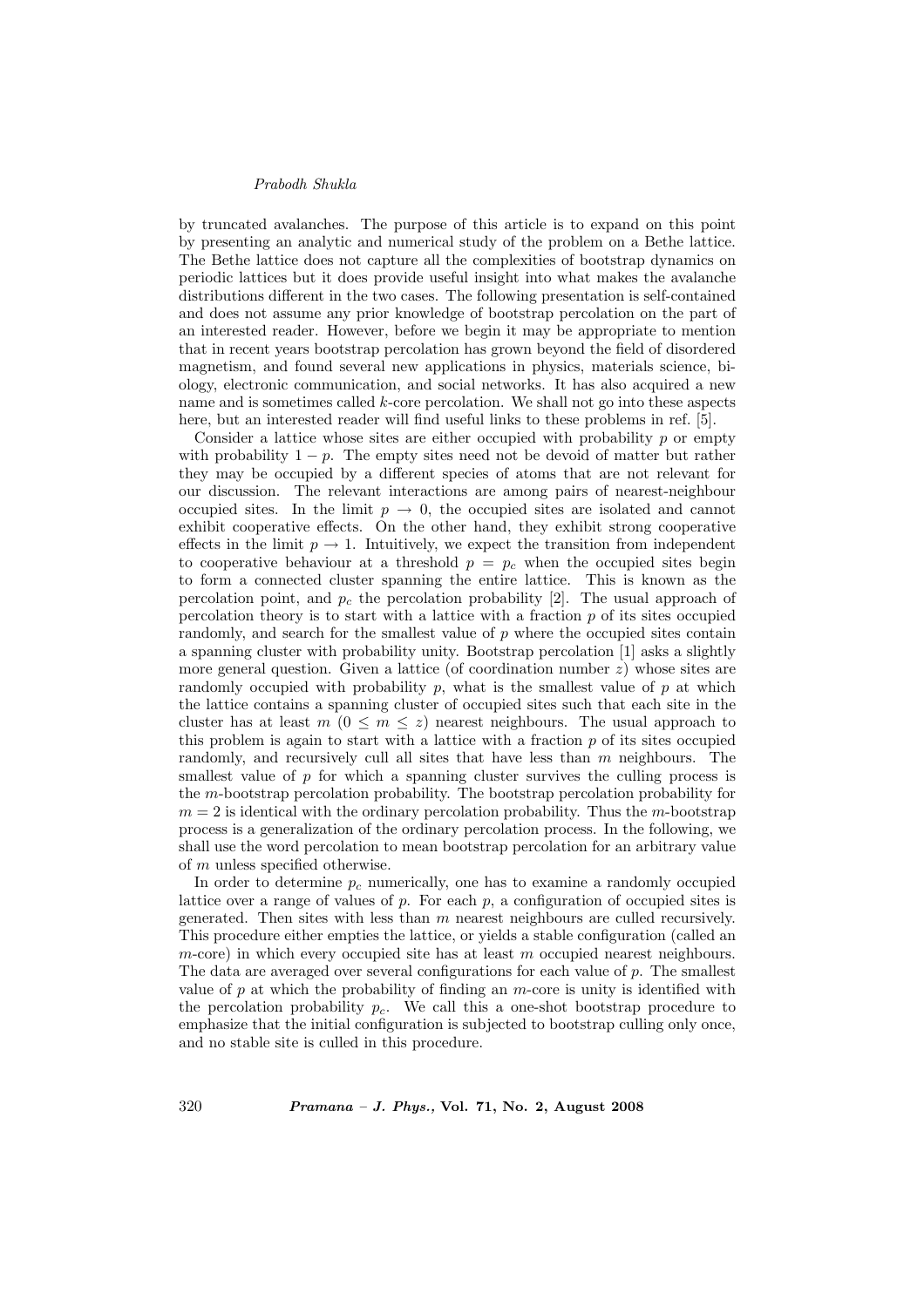by truncated avalanches. The purpose of this article is to expand on this point by presenting an analytic and numerical study of the problem on a Bethe lattice. The Bethe lattice does not capture all the complexities of bootstrap dynamics on periodic lattices but it does provide useful insight into what makes the avalanche distributions different in the two cases. The following presentation is self-contained and does not assume any prior knowledge of bootstrap percolation on the part of an interested reader. However, before we begin it may be appropriate to mention that in recent years bootstrap percolation has grown beyond the field of disordered magnetism, and found several new applications in physics, materials science, biology, electronic communication, and social networks. It has also acquired a new name and is sometimes called $k$-core percolation. We shall not go into these aspects here, but an interested reader will find useful links to these problems in ref. [5].

Consider a lattice whose sites are either occupied with probability $p$ or empty with probability $1-p$. The empty sites need not be devoid of matter but rather they may be occupied by a different species of atoms that are not relevant for our discussion. The relevant interactions are among pairs of nearest-neighbour occupied sites. In the limit $p \to 0$, the occupied sites are isolated and cannot exhibit cooperative effects. On the other hand, they exhibit strong cooperative effects in the limit $p \to 1$. Intuitively, we expect the transition from independent to cooperative behaviour at a threshold $p = p_c$ when the occupied sites begin to form a connected cluster spanning the entire lattice. This is known as the percolation point, and $p_c$ the percolation probability [2]. The usual approach of percolation theory is to start with a lattice with a fraction $p$ of its sites occupied randomly, and search for the smallest value of $p$ where the occupied sites contain a spanning cluster with probability unity. Bootstrap percolation [1] asks a slightly more general question. Given a lattice (of coordination number $z$) whose sites are randomly occupied with probability $p$, what is the smallest value of $p$ at which the lattice contains a spanning cluster of occupied sites such that each site in the cluster has at least $m$ ($0 \leq m \leq z$) nearest neighbours. The usual approach to this problem is again to start with a lattice with a fraction $p$ of its sites occupied randomly, and recursively cull all sites that have less than $m$ neighbours. The smallest value of $p$ for which a spanning cluster survives the culling process is the $m$-bootstrap percolation probability. The bootstrap percolation probability for $m = 2$ is identical with the ordinary percolation probability. Thus the $m$-bootstrap process is a generalization of the ordinary percolation process. In the following, we shall use the word percolation to mean bootstrap percolation for an arbitrary value of $m$ unless specified otherwise.

In order to determine $p_c$ numerically, one has to examine a randomly occupied lattice over a range of values of $p$. For each $p$, a configuration of occupied sites is generated. Then sites with less than $m$ nearest neighbours are culled recursively. This procedure either empties the lattice, or yields a stable configuration (called an $m$-core) in which every occupied site has at least $m$ occupied nearest neighbours. The data are averaged over several configurations for each value of $p$. The smallest value of $p$ at which the probability of finding an $m$-core is unity is identified with the percolation probability $p_c$. We call this a one-shot bootstrap procedure to emphasize that the initial configuration is subjected to bootstrap culling only once, and no stable site is culled in this procedure.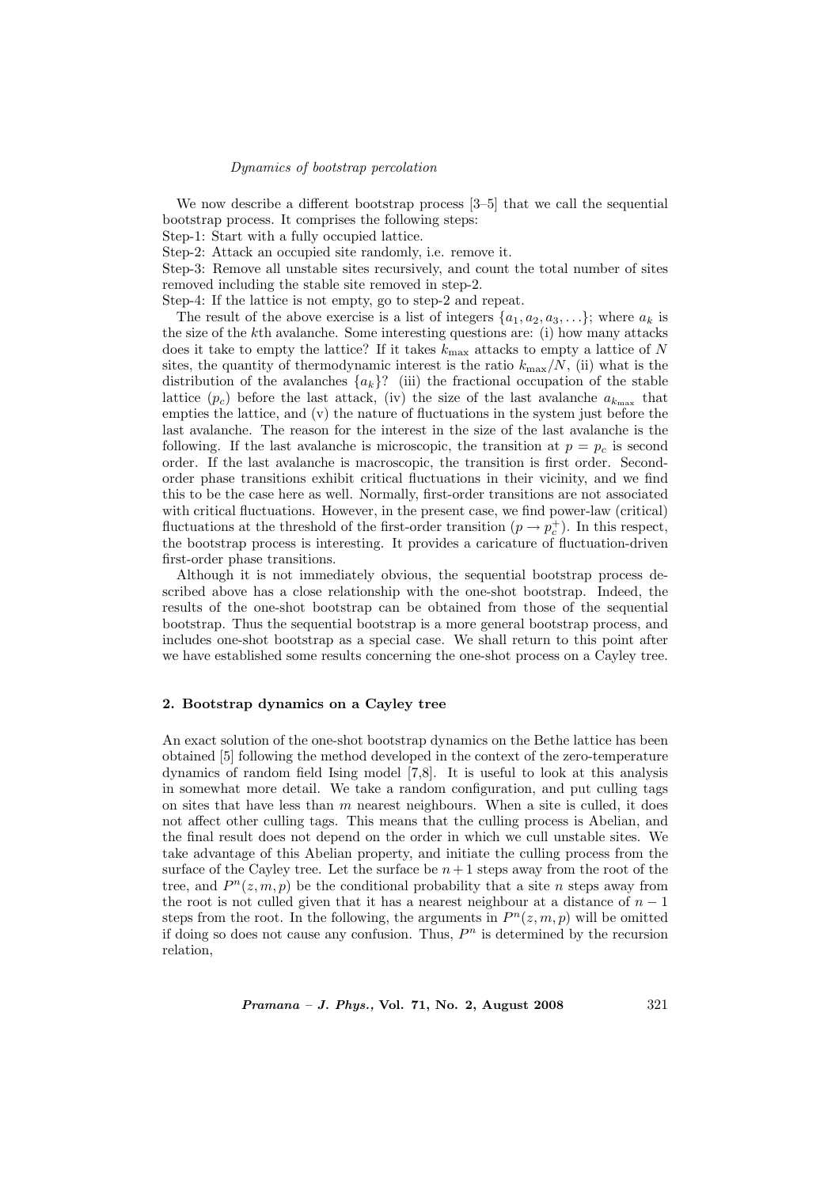We now describe a different bootstrap process [3–5] that we call the sequential bootstrap process. It comprises the following steps:

Step-1: Start with a fully occupied lattice.

Step-2: Attack an occupied site randomly, i.e. remove it.

Step-3: Remove all unstable sites recursively, and count the total number of sites removed including the stable site removed in step-2.

Step-4: If the lattice is not empty, go to step-2 and repeat.

The result of the above exercise is a list of integers $\{a_1, a_2, a_3, \ldots\}$; where $a_k$ is the size of the $k$th avalanche. Some interesting questions are: (i) how many attacks does it take to empty the lattice? If it takes $k_{\max}$ attacks to empty a lattice of $N$ sites, the quantity of thermodynamic interest is the ratio $k_{\max}/N$, (ii) what is the distribution of the avalanches $\{a_k\}$? (iii) the fractional occupation of the stable lattice ($p_c$) before the last attack, (iv) the size of the last avalanche $a_{k_{\max}}$ that empties the lattice, and (v) the nature of fluctuations in the system just before the last avalanche. The reason for the interest in the size of the last avalanche is the following. If the last avalanche is microscopic, the transition at $p = p_c$ is second order. If the last avalanche is macroscopic, the transition is first order. Second-order phase transitions exhibit critical fluctuations in their vicinity, and we find this to be the case here as well. Normally, first-order transitions are not associated with critical fluctuations. However, in the present case, we find power-law (critical) fluctuations at the threshold of the first-order transition ($p \to p_c^+$). In this respect, the bootstrap process is interesting. It provides a caricature of fluctuation-driven first-order phase transitions.

Although it is not immediately obvious, the sequential bootstrap process described above has a close relationship with the one-shot bootstrap. Indeed, the results of the one-shot bootstrap can be obtained from those of the sequential bootstrap. Thus the sequential bootstrap is a more general bootstrap process, and includes one-shot bootstrap as a special case. We shall return to this point after we have established some results concerning the one-shot process on a Cayley tree.

## 2. Bootstrap dynamics on a Cayley tree

An exact solution of the one-shot bootstrap dynamics on the Bethe lattice has been obtained [5] following the method developed in the context of the zero-temperature dynamics of random field Ising model [7,8]. It is useful to look at this analysis in somewhat more detail. We take a random configuration, and put culling tags on sites that have less than $m$ nearest neighbours. When a site is culled, it does not affect other culling tags. This means that the culling process is Abelian, and the final result does not depend on the order in which we cull unstable sites. We take advantage of this Abelian property, and initiate the culling process from the surface of the Cayley tree. Let the surface be $n+1$ steps away from the root of the tree, and $P^n(z, m, p)$ be the conditional probability that a site $n$ steps away from the root is not culled given that it has a nearest neighbour at a distance of $n-1$ steps from the root. In the following, the arguments in $P^n(z, m, p)$ will be omitted if doing so does not cause any confusion. Thus, $P^n$ is determined by the recursion relation,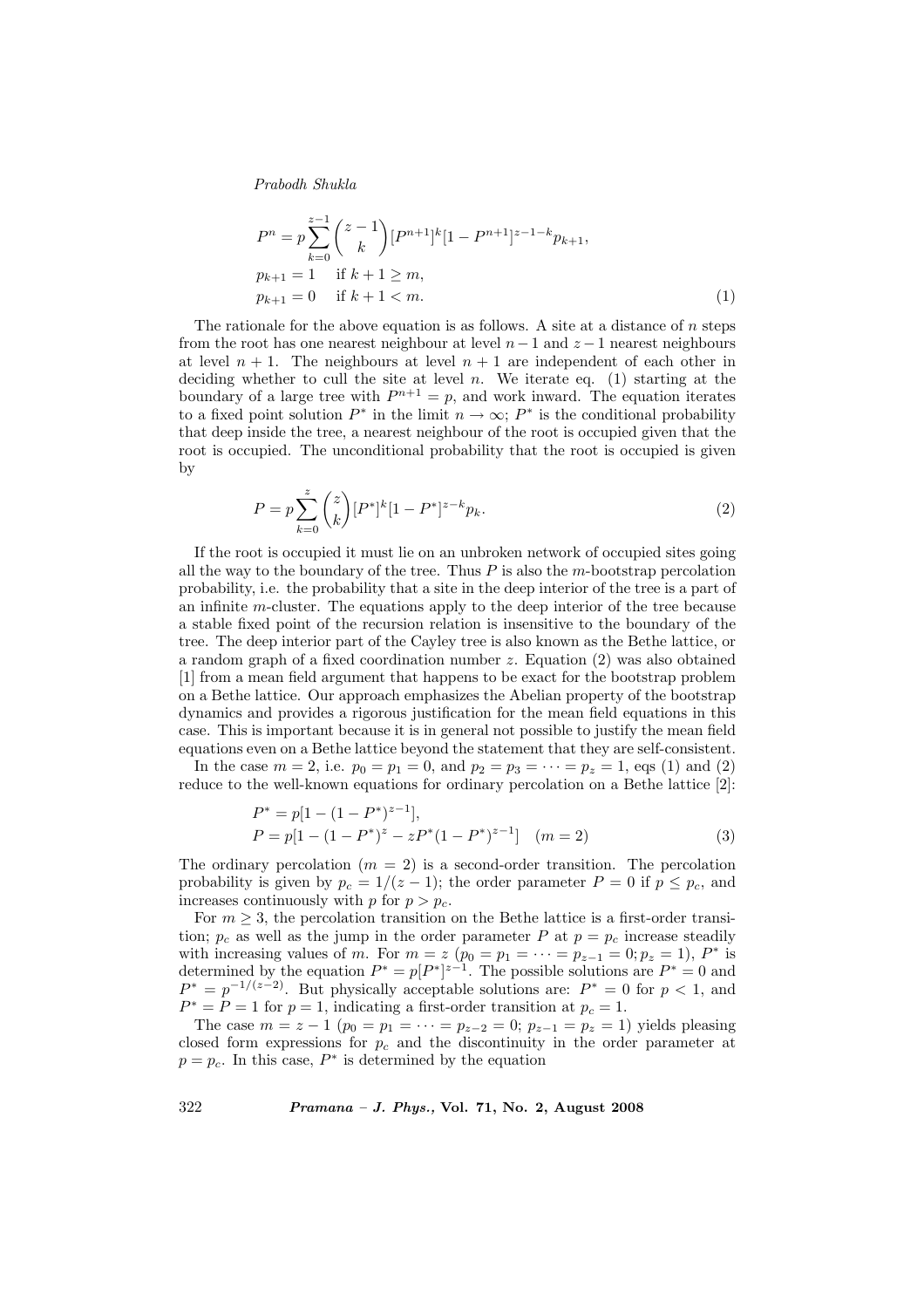$$
\begin{aligned}
&P^n = p\sum_{k=0}^{z-1}\binom{z-1}{k}[P^{n+1}]^k[1-P^{n+1}]^{z-1-k}p_{k+1}, \\
&p_{k+1} = 1 \quad \text{if } k+1 \geq m, \\
&p_{k+1} = 0 \quad \text{if } k+1 < m.
\end{aligned} \tag{1}
$$

The rationale for the above equation is as follows. A site at a distance of $n$ steps from the root has one nearest neighbour at level $n-1$ and $z-1$ nearest neighbours at level $n+1$. The neighbours at level $n+1$ are independent of each other in deciding whether to cull the site at level $n$. We iterate eq. (1) starting at the boundary of a large tree with $P^{n+1} = p$, and work inward. The equation iterates to a fixed point solution $P^*$ in the limit $n \to \infty$; $P^*$ is the conditional probability that deep inside the tree, a nearest neighbour of the root is occupied given that the root is occupied. The unconditional probability that the root is occupied is given by

$$
P = p\sum_{k=0}^{z}\binom{z}{k}[P^*]^k[1-P^*]^{z-k}p_k. \tag{2}
$$

If the root is occupied it must lie on an unbroken network of occupied sites going all the way to the boundary of the tree. Thus $P$ is also the $m$-bootstrap percolation probability, i.e. the probability that a site in the deep interior of the tree is a part of an infinite $m$-cluster. The equations apply to the deep interior of the tree because a stable fixed point of the recursion relation is insensitive to the boundary of the tree. The deep interior part of the Cayley tree is also known as the Bethe lattice, or a random graph of a fixed coordination number $z$. Equation (2) was also obtained [1] from a mean field argument that happens to be exact for the bootstrap problem on a Bethe lattice. Our approach emphasizes the Abelian property of the bootstrap dynamics and provides a rigorous justification for the mean field equations in this case. This is important because it is in general not possible to justify the mean field equations even on a Bethe lattice beyond the statement that they are self-consistent.

In the case $m = 2$, i.e. $p_0 = p_1 = 0$, and $p_2 = p_3 = \cdots = p_z = 1$, eqs (1) and (2) reduce to the well-known equations for ordinary percolation on a Bethe lattice [2]:

$$
\begin{aligned}
&P^* = p[1-(1-P^*)^{z-1}], \\
&P = p[1-(1-P^*)^z - zP^*(1-P^*)^{z-1}] \quad (m=2)
\end{aligned} \tag{3}
$$

The ordinary percolation ($m = 2$) is a second-order transition. The percolation probability is given by $p_c = 1/(z-1)$; the order parameter $P = 0$ if $p \leq p_c$, and increases continuously with $p$ for $p > p_c$.

For $m \geq 3$, the percolation transition on the Bethe lattice is a first-order transition; $p_c$ as well as the jump in the order parameter $P$ at $p = p_c$ increase steadily with increasing values of $m$. For $m = z$ ($p_0 = p_1 = \cdots = p_{z-1} = 0; p_z = 1$), $P^*$ is determined by the equation $P^* = p[P^*]^{z-1}$. The possible solutions are $P^* = 0$ and $P^* = p^{-1/(z-2)}$. But physically acceptable solutions are: $P^* = 0$ for $p < 1$, and $P^* = P = 1$ for $p = 1$, indicating a first-order transition at $p_c = 1$.

The case $m = z-1$ ($p_0 = p_1 = \cdots = p_{z-2} = 0$; $p_{z-1} = p_z = 1$) yields pleasing closed form expressions for $p_c$ and the discontinuity in the order parameter at $p = p_c$. In this case, $P^*$ is determined by the equation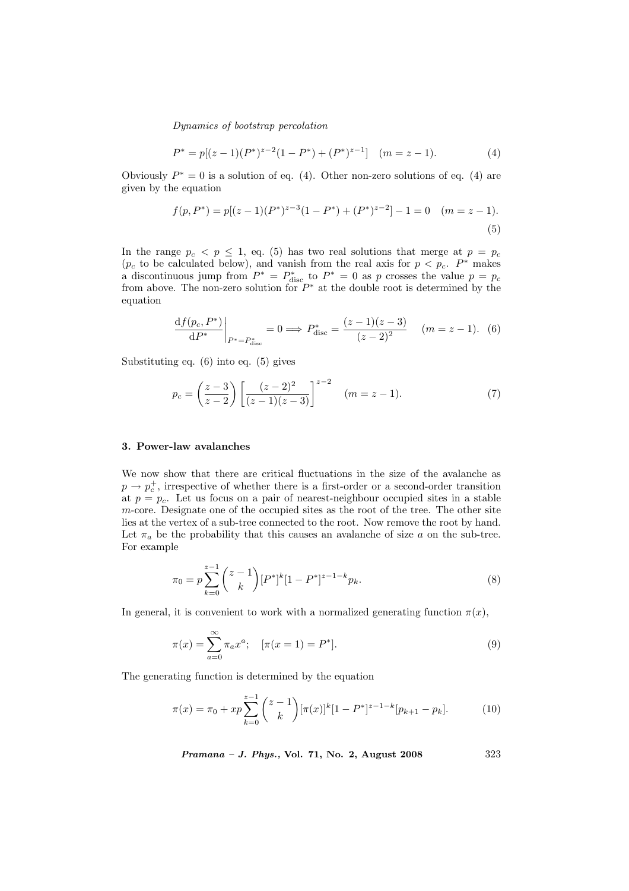$$P^* = p[(z-1)(P^*)^{z-2}(1-P^*) + (P^*)^{z-1}] \quad (m = z-1). \tag{4}$$

Obviously $P^* = 0$ is a solution of eq. (4). Other non-zero solutions of eq. (4) are given by the equation

$$f(p, P^*) = p[(z-1)(P^*)^{z-3}(1-P^*) + (P^*)^{z-2}] - 1 = 0 \quad (m = z-1). \tag{5}$$

In the range $p_c < p \leq 1$, eq. (5) has two real solutions that merge at $p = p_c$ ($p_c$ to be calculated below), and vanish from the real axis for $p < p_c$. $P^*$ makes a discontinuous jump from $P^* = P^*_{\mathrm{disc}}$ to $P^* = 0$ as $p$ crosses the value $p = p_c$ from above. The non-zero solution for $P^*$ at the double root is determined by the equation

$$\left.\frac{\mathrm{d}f(p_c, P^*)}{\mathrm{d}P^*}\right|_{P^* = P^*_{\mathrm{disc}}} = 0 \Longrightarrow P^*_{\mathrm{disc}} = \frac{(z-1)(z-3)}{(z-2)^2} \quad (m = z-1). \tag{6}$$

Substituting eq. (6) into eq. (5) gives

$$p_c = \left(\frac{z-3}{z-2}\right)\left[\frac{(z-2)^2}{(z-1)(z-3)}\right]^{z-2} \quad (m = z-1). \tag{7}$$

## 3. Power-law avalanches

We now show that there are critical fluctuations in the size of the avalanche as $p \to p_c^+$, irrespective of whether there is a first-order or a second-order transition at $p = p_c$. Let us focus on a pair of nearest-neighbour occupied sites in a stable $m$-core. Designate one of the occupied sites as the root of the tree. The other site lies at the vertex of a sub-tree connected to the root. Now remove the root by hand. Let $\pi_a$ be the probability that this causes an avalanche of size $a$ on the sub-tree. For example

$$\pi_0 = p\sum_{k=0}^{z-1}\binom{z-1}{k}[P^*]^k[1-P^*]^{z-1-k}p_k. \tag{8}$$

In general, it is convenient to work with a normalized generating function $\pi(x)$,

$$\pi(x) = \sum_{a=0}^{\infty}\pi_a x^a; \quad [\pi(x=1) = P^*]. \tag{9}$$

The generating function is determined by the equation

$$\pi(x) = \pi_0 + xp\sum_{k=0}^{z-1}\binom{z-1}{k}[\pi(x)]^k[1-P^*]^{z-1-k}[p_{k+1} - p_k]. \tag{10}$$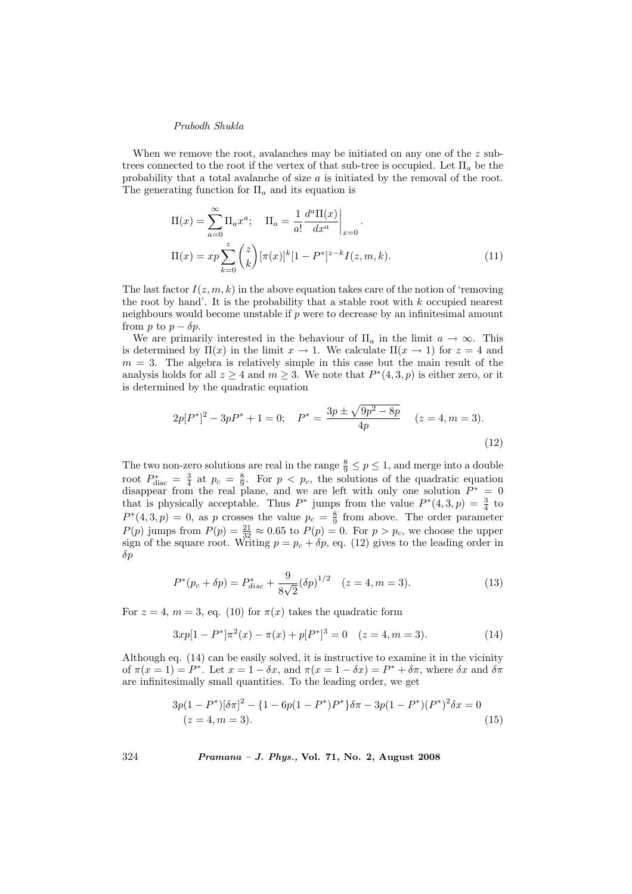When we remove the root, avalanches may be initiated on any one of the $z$ sub-trees connected to the root if the vertex of that sub-tree is occupied. Let $\Pi_a$ be the probability that a total avalanche of size $a$ is initiated by the removal of the root. The generating function for $\Pi_a$ and its equation is

$$\Pi(x) = \sum_{a=0}^{\infty} \Pi_a x^a; \quad \Pi_a = \frac{1}{a!} \left. \frac{d^a \Pi(x)}{dx^a} \right|_{x=0}.$$

$$\Pi(x) = xp \sum_{k=0}^{z} \binom{z}{k} [\pi(x)]^k [1 - P^*]^{z-k} I(z, m, k). \tag{11}$$

The last factor $I(z, m, k)$ in the above equation takes care of the notion of 'removing the root by hand'. It is the probability that a stable root with $k$ occupied nearest neighbours would become unstable if $p$ were to decrease by an infinitesimal amount from $p$ to $p - \delta p$.

We are primarily interested in the behaviour of $\Pi_a$ in the limit $a \to \infty$. This is determined by $\Pi(x)$ in the limit $x \to 1$. We calculate $\Pi(x \to 1)$ for $z = 4$ and $m = 3$. The algebra is relatively simple in this case but the main result of the analysis holds for all $z \geq 4$ and $m \geq 3$. We note that $P^*(4, 3, p)$ is either zero, or it is determined by the quadratic equation

$$2p[P^*]^2 - 3pP^* + 1 = 0; \quad P^* = \frac{3p \pm \sqrt{9p^2 - 8p}}{4p} \quad (z = 4, m = 3). \tag{12}$$

The two non-zero solutions are real in the range $\frac{8}{9} \leq p \leq 1$, and merge into a double root $P^*_{\text{disc}} = \frac{3}{4}$ at $p_c = \frac{8}{9}$. For $p < p_c$, the solutions of the quadratic equation disappear from the real plane, and we are left with only one solution $P^* = 0$ that is physically acceptable. Thus $P^*$ jumps from the value $P^*(4, 3, p) = \frac{3}{4}$ to $P^*(4, 3, p) = 0$, as $p$ crosses the value $p_c = \frac{8}{9}$ from above. The order parameter $P(p)$ jumps from $P(p) = \frac{21}{32} \approx 0.65$ to $P(p) = 0$. For $p > p_c$, we choose the upper sign of the square root. Writing $p = p_c + \delta p$, eq. (12) gives to the leading order in $\delta p$

$$P^*(p_c + \delta p) = P^*_{disc} + \frac{9}{8\sqrt{2}} (\delta p)^{1/2} \quad (z = 4, m = 3). \tag{13}$$

For $z = 4$, $m = 3$, eq. (10) for $\pi(x)$ takes the quadratic form

$$3xp[1 - P^*]\pi^2(x) - \pi(x) + p[P^*]^3 = 0 \quad (z = 4, m = 3). \tag{14}$$

Although eq. (14) can be easily solved, it is instructive to examine it in the vicinity of $\pi(x = 1) = P^*$. Let $x = 1 - \delta x$, and $\pi(x = 1 - \delta x) = P^* + \delta\pi$, where $\delta x$ and $\delta\pi$ are infinitesimally small quantities. To the leading order, we get

$$3p(1 - P^*)[\delta\pi]^2 - \{1 - 6p(1 - P^*)P^*\}\delta\pi - 3p(1 - P^*)(P^*)^2 \delta x = 0$$
$$(z = 4, m = 3). \tag{15}$$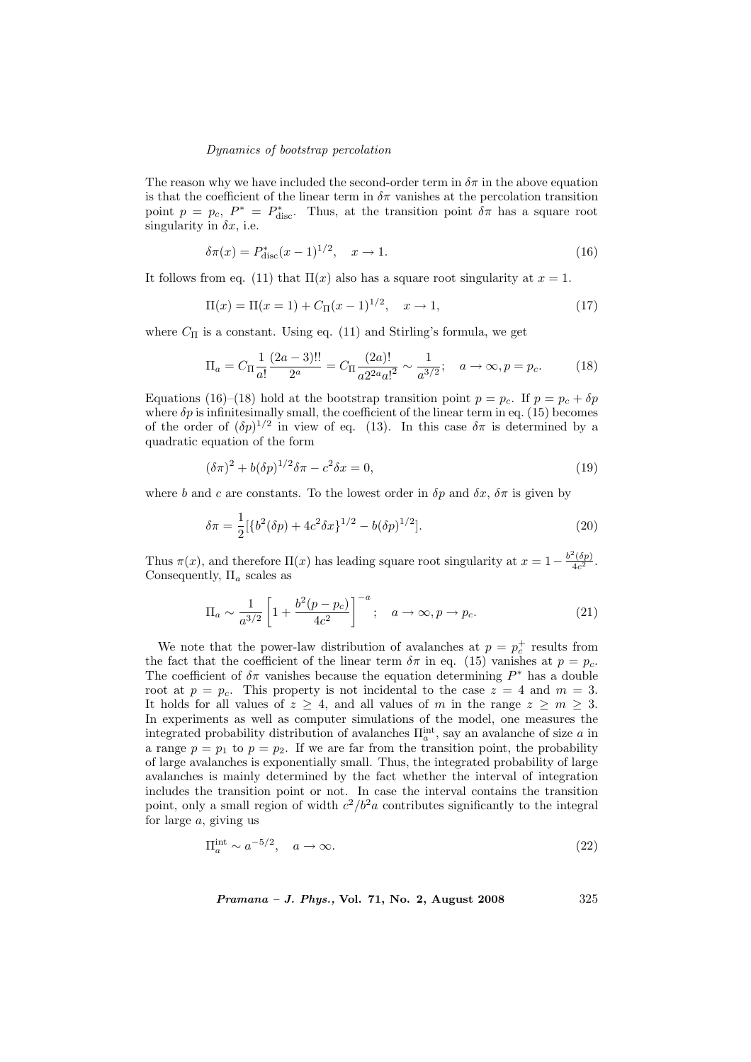The reason why we have included the second-order term in $\delta\pi$ in the above equation is that the coefficient of the linear term in $\delta\pi$ vanishes at the percolation transition point $p = p_c$, $P^* = P^*_{\rm disc}$. Thus, at the transition point $\delta\pi$ has a square root singularity in $\delta x$, i.e.

$$\delta\pi(x) = P^*_{\rm disc}(x-1)^{1/2}, \quad x \to 1. \tag{16}$$

It follows from eq. (11) that $\Pi(x)$ also has a square root singularity at $x = 1$.

$$\Pi(x) = \Pi(x=1) + C_\Pi (x-1)^{1/2}, \quad x \to 1, \tag{17}$$

where $C_\Pi$ is a constant. Using eq. (11) and Stirling's formula, we get

$$\Pi_a = C_\Pi \frac{1}{a!}\frac{(2a-3)!!}{2^a} = C_\Pi \frac{(2a)!}{a 2^{2a} a!^2} \sim \frac{1}{a^{3/2}}; \quad a \to \infty, p = p_c. \tag{18}$$

Equations (16)–(18) hold at the bootstrap transition point $p = p_c$. If $p = p_c + \delta p$ where $\delta p$ is infinitesimally small, the coefficient of the linear term in eq. (15) becomes of the order of $(\delta p)^{1/2}$ in view of eq. (13). In this case $\delta\pi$ is determined by a quadratic equation of the form

$$(\delta\pi)^2 + b(\delta p)^{1/2}\delta\pi - c^2\delta x = 0, \tag{19}$$

where $b$ and $c$ are constants. To the lowest order in $\delta p$ and $\delta x$, $\delta\pi$ is given by

$$\delta\pi = \frac{1}{2}[\{b^2(\delta p) + 4c^2\delta x\}^{1/2} - b(\delta p)^{1/2}]. \tag{20}$$

Thus $\pi(x)$, and therefore $\Pi(x)$ has leading square root singularity at $x = 1 - \frac{b^2(\delta p)}{4c^2}$. Consequently, $\Pi_a$ scales as

$$\Pi_a \sim \frac{1}{a^{3/2}}\left[1 + \frac{b^2(p-p_c)}{4c^2}\right]^{-a}; \quad a \to \infty, p \to p_c. \tag{21}$$

We note that the power-law distribution of avalanches at $p = p_c^+$ results from the fact that the coefficient of the linear term $\delta\pi$ in eq. (15) vanishes at $p = p_c$. The coefficient of $\delta\pi$ vanishes because the equation determining $P^*$ has a double root at $p = p_c$. This property is not incidental to the case $z = 4$ and $m = 3$. It holds for all values of $z \geq 4$, and all values of $m$ in the range $z \geq m \geq 3$. In experiments as well as computer simulations of the model, one measures the integrated probability distribution of avalanches $\Pi_a^{\rm int}$, say an avalanche of size $a$ in a range $p = p_1$ to $p = p_2$. If we are far from the transition point, the probability of large avalanches is exponentially small. Thus, the integrated probability of large avalanches is mainly determined by the fact whether the interval of integration includes the transition point or not. In case the interval contains the transition point, only a small region of width $c^2/b^2a$ contributes significantly to the integral for large $a$, giving us

$$\Pi_a^{\rm int} \sim a^{-5/2}, \quad a \to \infty. \tag{22}$$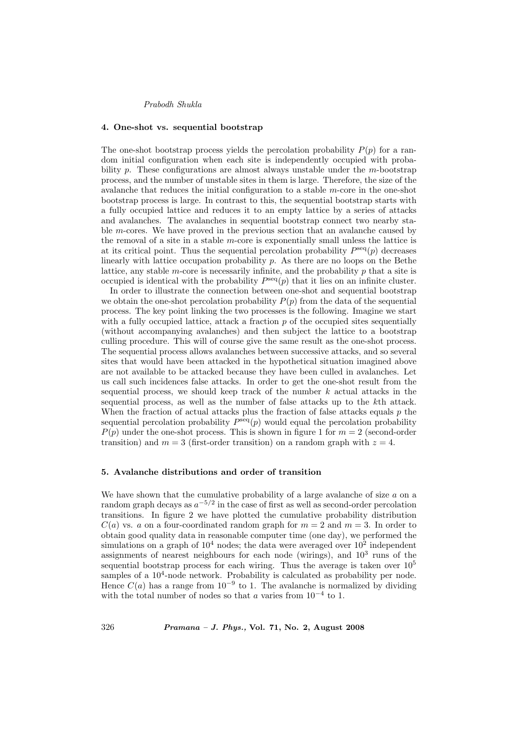## 4. One-shot vs. sequential bootstrap

The one-shot bootstrap process yields the percolation probability $P(p)$ for a random initial configuration when each site is independently occupied with probability $p$. These configurations are almost always unstable under the $m$-bootstrap process, and the number of unstable sites in them is large. Therefore, the size of the avalanche that reduces the initial configuration to a stable $m$-core in the one-shot bootstrap process is large. In contrast to this, the sequential bootstrap starts with a fully occupied lattice and reduces it to an empty lattice by a series of attacks and avalanches. The avalanches in sequential bootstrap connect two nearby stable $m$-cores. We have proved in the previous section that an avalanche caused by the removal of a site in a stable $m$-core is exponentially small unless the lattice is at its critical point. Thus the sequential percolation probability $P^{\text{seq}}(p)$ decreases linearly with lattice occupation probability $p$. As there are no loops on the Bethe lattice, any stable $m$-core is necessarily infinite, and the probability $p$ that a site is occupied is identical with the probability $P^{\text{seq}}(p)$ that it lies on an infinite cluster.

In order to illustrate the connection between one-shot and sequential bootstrap we obtain the one-shot percolation probability $P(p)$ from the data of the sequential process. The key point linking the two processes is the following. Imagine we start with a fully occupied lattice, attack a fraction $p$ of the occupied sites sequentially (without accompanying avalanches) and then subject the lattice to a bootstrap culling procedure. This will of course give the same result as the one-shot process. The sequential process allows avalanches between successive attacks, and so several sites that would have been attacked in the hypothetical situation imagined above are not available to be attacked because they have been culled in avalanches. Let us call such incidences false attacks. In order to get the one-shot result from the sequential process, we should keep track of the number $k$ actual attacks in the sequential process, as well as the number of false attacks up to the $k$th attack. When the fraction of actual attacks plus the fraction of false attacks equals $p$ the sequential percolation probability $P^{\text{seq}}(p)$ would equal the percolation probability $P(p)$ under the one-shot process. This is shown in figure 1 for $m = 2$ (second-order transition) and $m = 3$ (first-order transition) on a random graph with $z = 4$.

## 5. Avalanche distributions and order of transition

We have shown that the cumulative probability of a large avalanche of size $a$ on a random graph decays as $a^{-5/2}$ in the case of first as well as second-order percolation transitions. In figure 2 we have plotted the cumulative probability distribution $C(a)$ vs. $a$ on a four-coordinated random graph for $m = 2$ and $m = 3$. In order to obtain good quality data in reasonable computer time (one day), we performed the simulations on a graph of $10^4$ nodes; the data were averaged over $10^2$ independent assignments of nearest neighbours for each node (wirings), and $10^3$ runs of the sequential bootstrap process for each wiring. Thus the average is taken over $10^5$ samples of a $10^4$-node network. Probability is calculated as probability per node. Hence $C(a)$ has a range from $10^{-9}$ to 1. The avalanche is normalized by dividing with the total number of nodes so that $a$ varies from $10^{-4}$ to 1.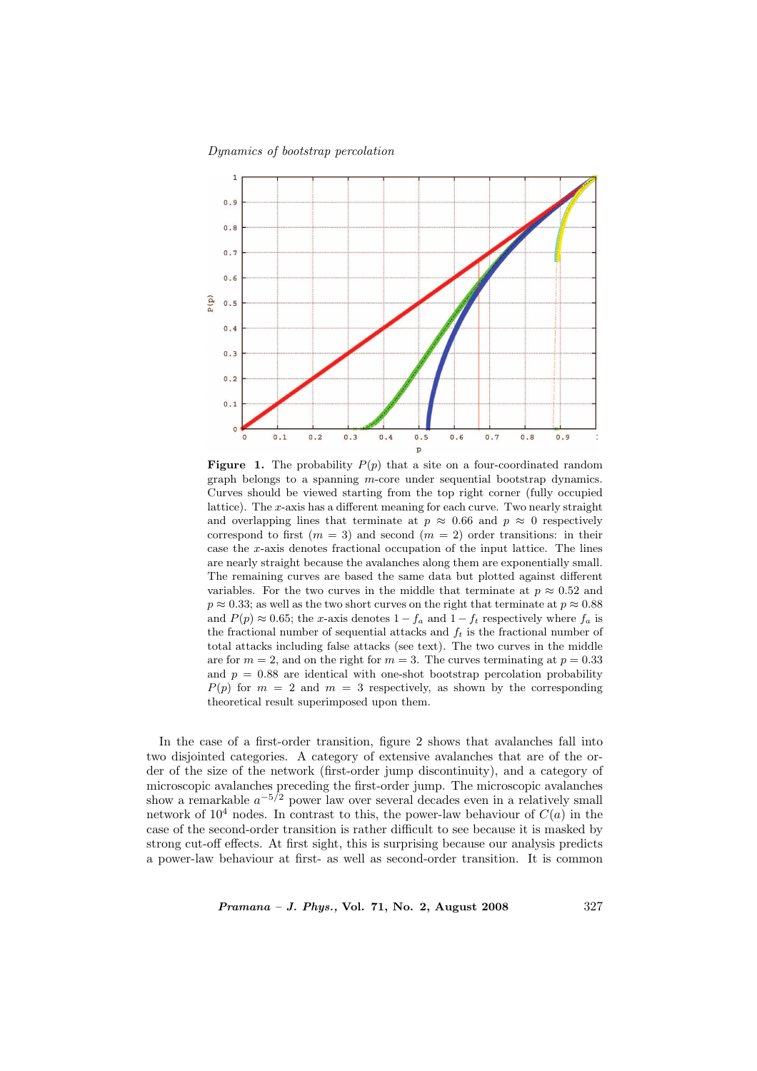**Figure 1.** The probability $P(p)$ that a site on a four-coordinated random graph belongs to a spanning $m$-core under sequential bootstrap dynamics. Curves should be viewed starting from the top right corner (fully occupied lattice). The $x$-axis has a different meaning for each curve. Two nearly straight and overlapping lines that terminate at $p \approx 0.66$ and $p \approx 0$ respectively correspond to first ($m = 3$) and second ($m = 2$) order transitions: in their case the $x$-axis denotes fractional occupation of the input lattice. The lines are nearly straight because the avalanches along them are exponentially small. The remaining curves are based the same data but plotted against different variables. For the two curves in the middle that terminate at $p \approx 0.52$ and $p \approx 0.33$; as well as the two short curves on the right that terminate at $p \approx 0.88$ and $P(p) \approx 0.65$; the $x$-axis denotes $1 - f_a$ and $1 - f_t$ respectively where $f_a$ is the fractional number of sequential attacks and $f_t$ is the fractional number of total attacks including false attacks (see text). The two curves in the middle are for $m = 2$, and on the right for $m = 3$. The curves terminating at $p = 0.33$ and $p = 0.88$ are identical with one-shot bootstrap percolation probability $P(p)$ for $m = 2$ and $m = 3$ respectively, as shown by the corresponding theoretical result superimposed upon them.

In the case of a first-order transition, figure 2 shows that avalanches fall into two disjointed categories. A category of extensive avalanches that are of the order of the size of the network (first-order jump discontinuity), and a category of microscopic avalanches preceding the first-order jump. The microscopic avalanches show a remarkable $a^{-5/2}$ power law over several decades even in a relatively small network of $10^4$ nodes. In contrast to this, the power-law behaviour of $C(a)$ in the case of the second-order transition is rather difficult to see because it is masked by strong cut-off effects. At first sight, this is surprising because our analysis predicts a power-law behaviour at first- as well as second-order transition. It is common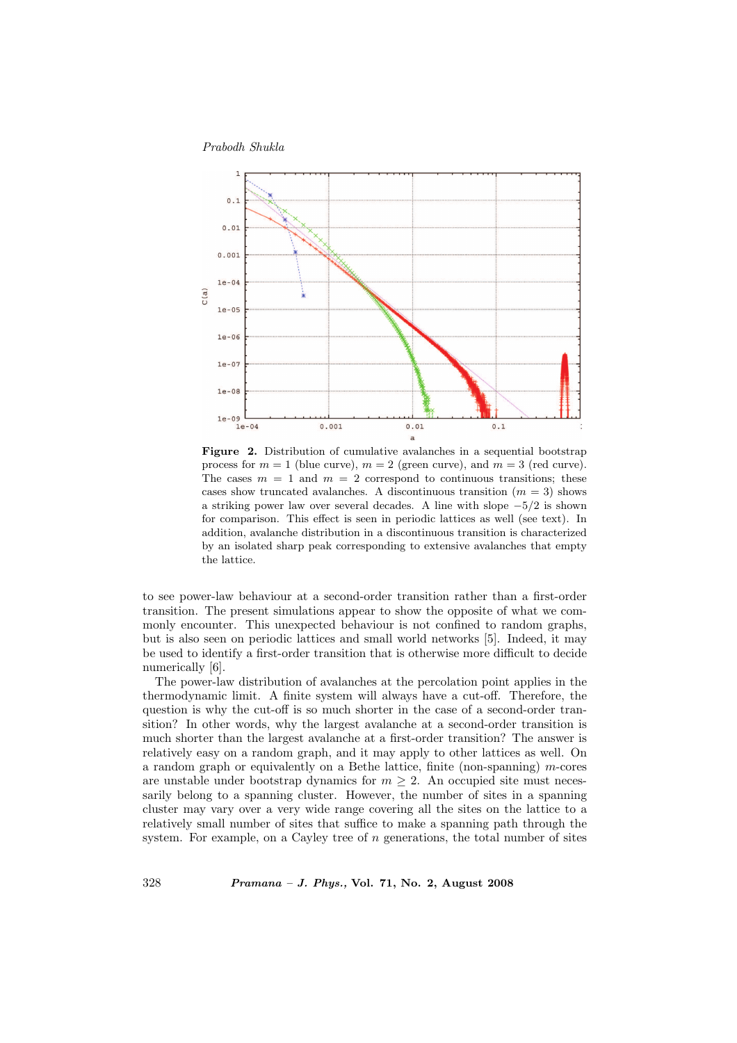**Figure 2.** Distribution of cumulative avalanches in a sequential bootstrap process for $m = 1$ (blue curve), $m = 2$ (green curve), and $m = 3$ (red curve). The cases $m = 1$ and $m = 2$ correspond to continuous transitions; these cases show truncated avalanches. A discontinuous transition ($m = 3$) shows a striking power law over several decades. A line with slope $-5/2$ is shown for comparison. This effect is seen in periodic lattices as well (see text). In addition, avalanche distribution in a discontinuous transition is characterized by an isolated sharp peak corresponding to extensive avalanches that empty the lattice.

to see power-law behaviour at a second-order transition rather than a first-order transition. The present simulations appear to show the opposite of what we commonly encounter. This unexpected behaviour is not confined to random graphs, but is also seen on periodic lattices and small world networks [5]. Indeed, it may be used to identify a first-order transition that is otherwise more difficult to decide numerically [6].

The power-law distribution of avalanches at the percolation point applies in the thermodynamic limit. A finite system will always have a cut-off. Therefore, the question is why the cut-off is so much shorter in the case of a second-order transition? In other words, why the largest avalanche at a second-order transition is much shorter than the largest avalanche at a first-order transition? The answer is relatively easy on a random graph, and it may apply to other lattices as well. On a random graph or equivalently on a Bethe lattice, finite (non-spanning) $m$-cores are unstable under bootstrap dynamics for $m \geq 2$. An occupied site must necessarily belong to a spanning cluster. However, the number of sites in a spanning cluster may vary over a very wide range covering all the sites on the lattice to a relatively small number of sites that suffice to make a spanning path through the system. For example, on a Cayley tree of $n$ generations, the total number of sites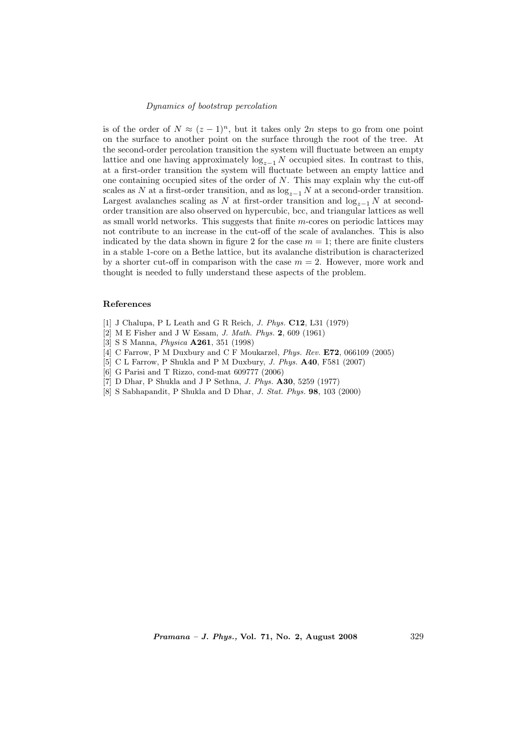is of the order of $N \approx (z-1)^n$, but it takes only $2n$ steps to go from one point on the surface to another point on the surface through the root of the tree. At the second-order percolation transition the system will fluctuate between an empty lattice and one having approximately $\log_{z-1} N$ occupied sites. In contrast to this, at a first-order transition the system will fluctuate between an empty lattice and one containing occupied sites of the order of $N$. This may explain why the cut-off scales as $N$ at a first-order transition, and as $\log_{z-1} N$ at a second-order transition. Largest avalanches scaling as $N$ at first-order transition and $\log_{z-1} N$ at second-order transition are also observed on hypercubic, bcc, and triangular lattices as well as small world networks. This suggests that finite $m$-cores on periodic lattices may not contribute to an increase in the cut-off of the scale of avalanches. This is also indicated by the data shown in figure 2 for the case $m = 1$; there are finite clusters in a stable 1-core on a Bethe lattice, but its avalanche distribution is characterized by a shorter cut-off in comparison with the case $m = 2$. However, more work and thought is needed to fully understand these aspects of the problem.

## References

[1] J Chalupa, P L Leath and G R Reich, *J. Phys.* **C12**, L31 (1979)

[2] M E Fisher and J W Essam, *J. Math. Phys.* **2**, 609 (1961)

[3] S S Manna, *Physica* **A261**, 351 (1998)

[4] C Farrow, P M Duxbury and C F Moukarzel, *Phys. Rev.* **E72**, 066109 (2005)

[5] C L Farrow, P Shukla and P M Duxbury, *J. Phys.* **A40**, F581 (2007)

[6] G Parisi and T Rizzo, cond-mat 609777 (2006)

[7] D Dhar, P Shukla and J P Sethna, *J. Phys.* **A30**, 5259 (1977)

[8] S Sabhapandit, P Shukla and D Dhar, *J. Stat. Phys.* **98**, 103 (2000)